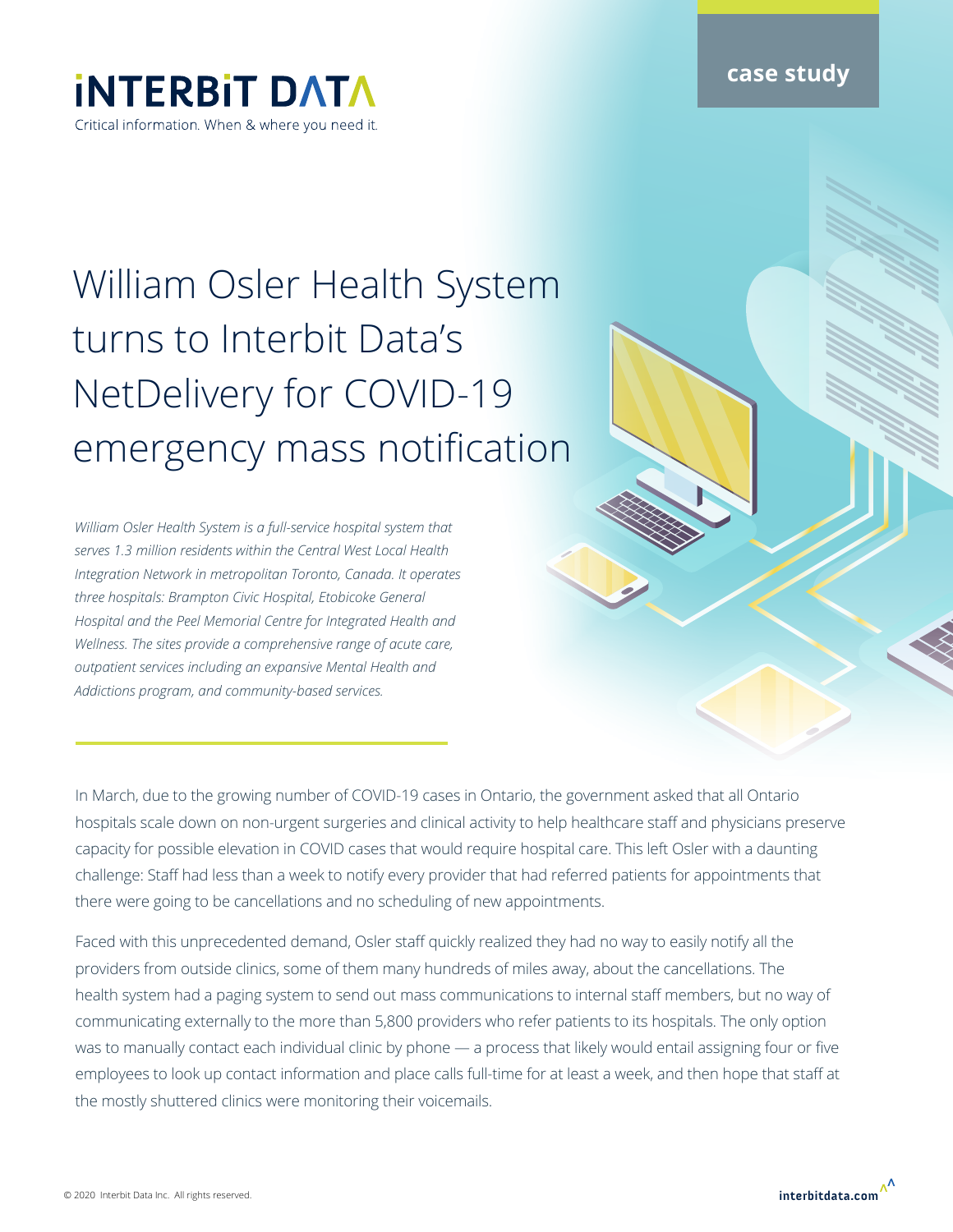iNTERBiT DATA

Critical information. When & where you need it.

case study

# William Osler Health System turns to Interbit Data's NetDelivery for COVID-19 emergency mass notification

*William Osler Health System is a full-service hospital system that serves 1.3 million residents within the Central West Local Health Integration Network in metropolitan Toronto, Canada. It operates three hospitals: Brampton Civic Hospital, Etobicoke General Hospital and the Peel Memorial Centre for Integrated Health and Wellness. The sites provide a comprehensive range of acute care, outpatient services including an expansive Mental Health and Addictions program, and community-based services.*

In March, due to the growing number of COVID-19 cases in Ontario, the government asked that all Ontario hospitals scale down on non-urgent surgeries and clinical activity to help healthcare staff and physicians preserve capacity for possible elevation in COVID cases that would require hospital care. This left Osler with a daunting challenge: Staff had less than a week to notify every provider that had referred patients for appointments that there were going to be cancellations and no scheduling of new appointments.

Faced with this unprecedented demand, Osler staff quickly realized they had no way to easily notify all the providers from outside clinics, some of them many hundreds of miles away, about the cancellations. The health system had a paging system to send out mass communications to internal staff members, but no way of communicating externally to the more than 5,800 providers who refer patients to its hospitals. The only option was to manually contact each individual clinic by phone — a process that likely would entail assigning four or five employees to look up contact information and place calls full-time for at least a week, and then hope that staff at the mostly shuttered clinics were monitoring their voicemails.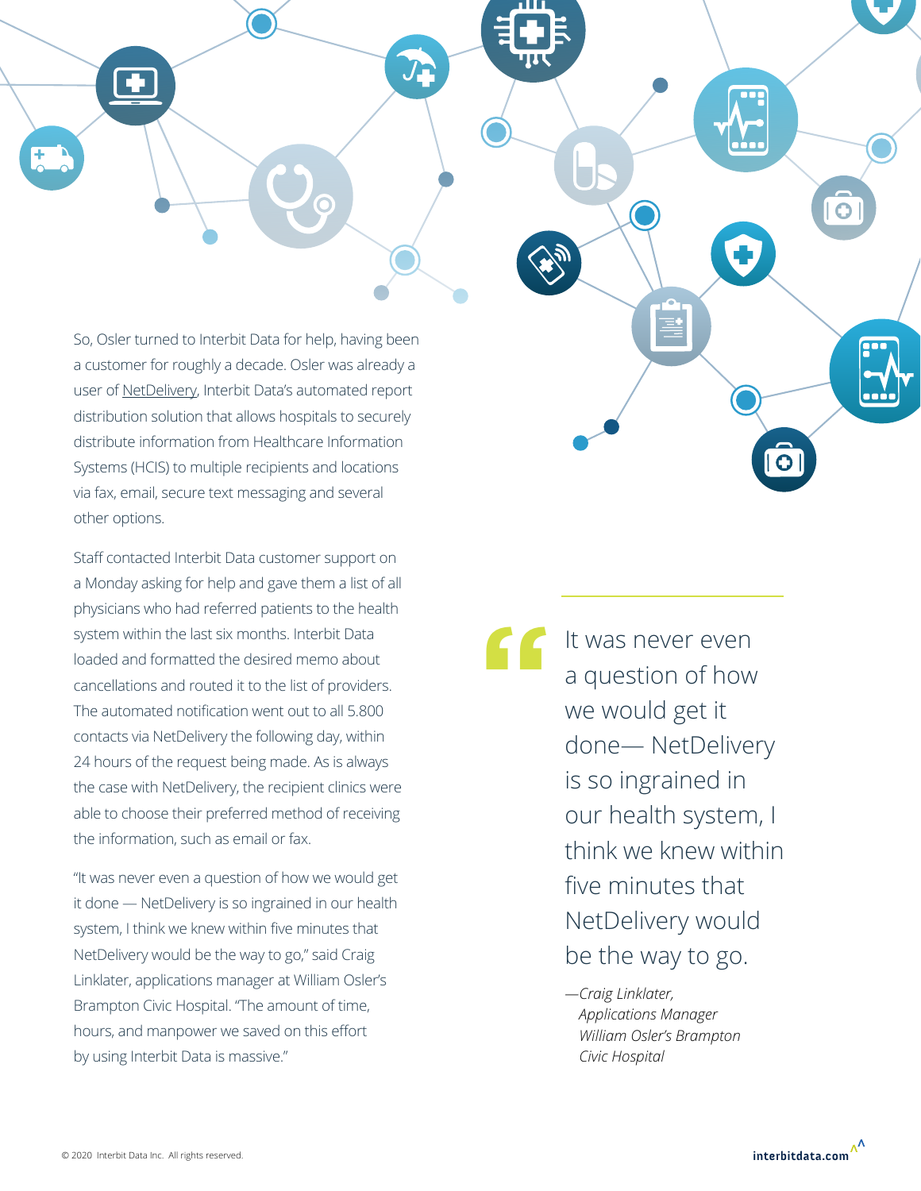So, Osler turned to Interbit Data for help, having been a customer for roughly a decade. Osler was already a user of NetDelivery, Interbit Data's automated report distribution solution that allows hospitals to securely distribute information from Healthcare Information Systems (HCIS) to multiple recipients and locations via fax, email, secure text messaging and several other options.

Staff contacted Interbit Data customer support on a Monday asking for help and gave them a list of all physicians who had referred patients to the health system within the last six months. Interbit Data loaded and formatted the desired memo about cancellations and routed it to the list of providers. The automated notification went out to all 5.800 contacts via NetDelivery the following day, within 24 hours of the request being made. As is always the case with NetDelivery, the recipient clinics were able to choose their preferred method of receiving the information, such as email or fax.

"It was never even a question of how we would get it done — NetDelivery is so ingrained in our health system, I think we knew within five minutes that NetDelivery would be the way to go," said Craig Linklater, applications manager at William Osler's Brampton Civic Hospital. "The amount of time, hours, and manpower we saved on this effort by using Interbit Data is massive."

> "It was never even a question of how we would get it done— NetDelivery is so ingrained in our health system, I think we knew within five minutes that NetDelivery would be the way to go.
>
> *—Craig Linklater,*
> *Applications Manager*
> *William Osler's Brampton*
> *Civic Hospital*

© 2020 Interbit Data Inc. All rights reserved.

**interbitdata.com**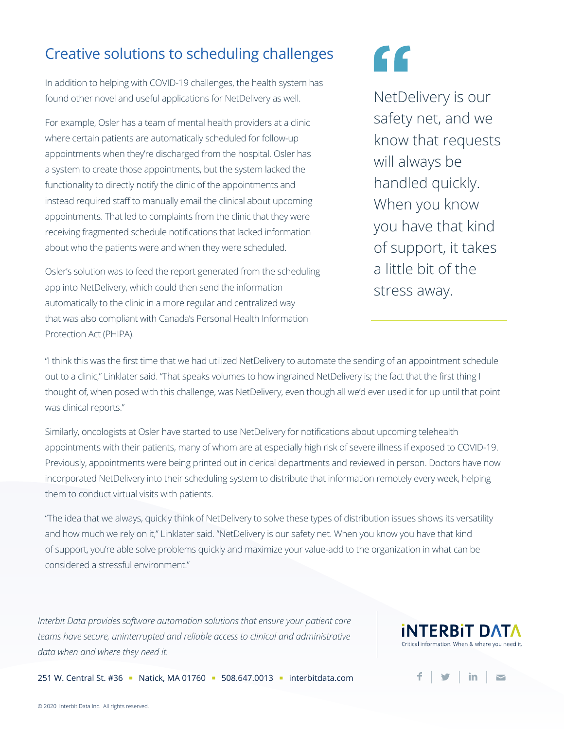## Creative solutions to scheduling challenges

In addition to helping with COVID-19 challenges, the health system has found other novel and useful applications for NetDelivery as well.

For example, Osler has a team of mental health providers at a clinic where certain patients are automatically scheduled for follow-up appointments when they're discharged from the hospital. Osler has a system to create those appointments, but the system lacked the functionality to directly notify the clinic of the appointments and instead required staff to manually email the clinical about upcoming appointments. That led to complaints from the clinic that they were receiving fragmented schedule notifications that lacked information about who the patients were and when they were scheduled.

Osler's solution was to feed the report generated from the scheduling app into NetDelivery, which could then send the information automatically to the clinic in a more regular and centralized way that was also compliant with Canada's Personal Health Information Protection Act (PHIPA).

> NetDelivery is our safety net, and we know that requests will always be handled quickly. When you know you have that kind of support, it takes a little bit of the stress away.

"I think this was the first time that we had utilized NetDelivery to automate the sending of an appointment schedule out to a clinic," Linklater said. "That speaks volumes to how ingrained NetDelivery is; the fact that the first thing I thought of, when posed with this challenge, was NetDelivery, even though all we'd ever used it for up until that point was clinical reports."

Similarly, oncologists at Osler have started to use NetDelivery for notifications about upcoming telehealth appointments with their patients, many of whom are at especially high risk of severe illness if exposed to COVID-19. Previously, appointments were being printed out in clerical departments and reviewed in person. Doctors have now incorporated NetDelivery into their scheduling system to distribute that information remotely every week, helping them to conduct virtual visits with patients.

"The idea that we always, quickly think of NetDelivery to solve these types of distribution issues shows its versatility and how much we rely on it," Linklater said. "NetDelivery is our safety net. When you know you have that kind of support, you're able solve problems quickly and maximize your value-add to the organization in what can be considered a stressful environment."

*Interbit Data provides software automation solutions that ensure your patient care teams have secure, uninterrupted and reliable access to clinical and administrative data when and where they need it.*

**iNTERBiT DATA**
Critical information. When & where you need it.

251 W. Central St. #36 ▪ Natick, MA 01760 ▪ 508.647.0013 ▪ interbitdata.com

© 2020 Interbit Data Inc. All rights reserved.